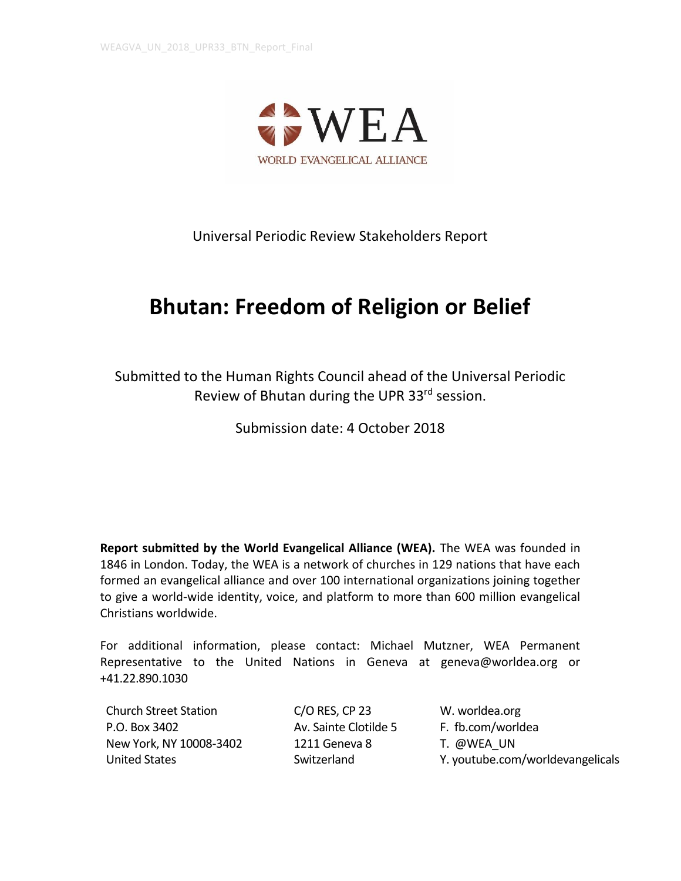WEA

WORLD EVANGELICAL ALLIANCE

Universal Periodic Review Stakeholders Report

# Bhutan: Freedom of Religion or Belief

Submitted to the Human Rights Council ahead of the Universal Periodic Review of Bhutan during the UPR 33rd session.

Submission date: 4 October 2018

**Report submitted by the World Evangelical Alliance (WEA).** The WEA was founded in 1846 in London. Today, the WEA is a network of churches in 129 nations that have each formed an evangelical alliance and over 100 international organizations joining together to give a world-wide identity, voice, and platform to more than 600 million evangelical Christians worldwide.

For additional information, please contact: Michael Mutzner, WEA Permanent Representative to the United Nations in Geneva at geneva@worldea.org or +41.22.890.1030

Church Street Station
P.O. Box 3402
New York, NY 10008-3402
United States

C/O RES, CP 23
Av. Sainte Clotilde 5
1211 Geneva 8
Switzerland

W. worldea.org
F. fb.com/worldea
T. @WEA_UN
Y. youtube.com/worldevangelicals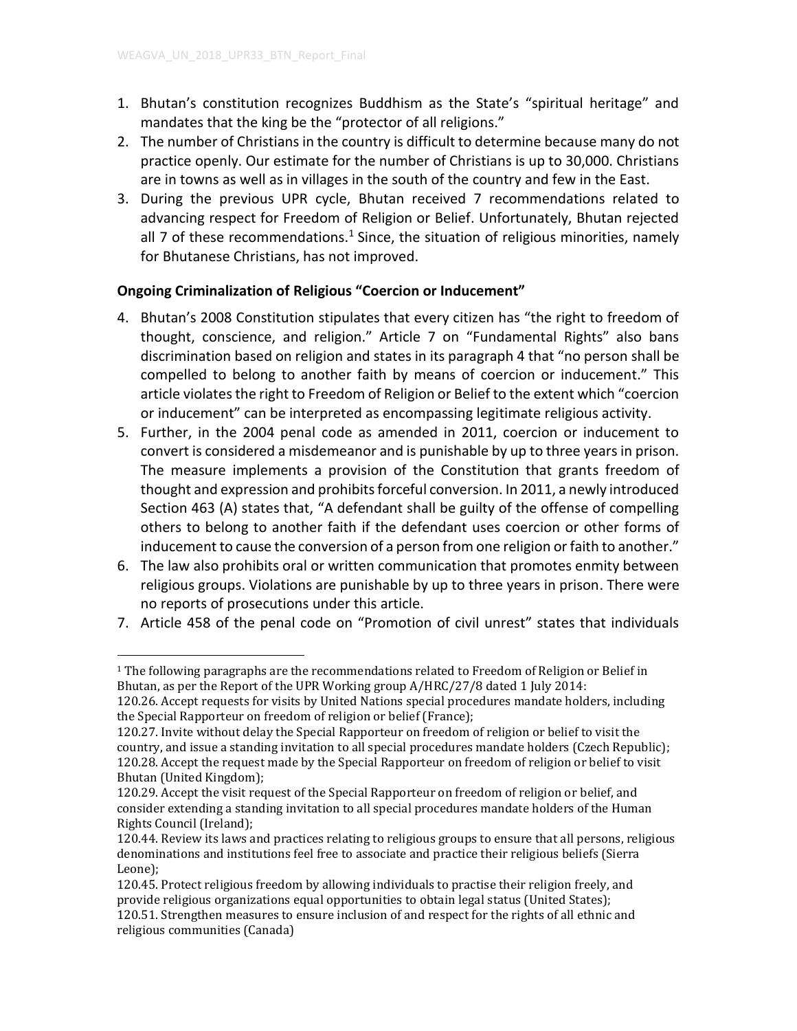1. Bhutan's constitution recognizes Buddhism as the State's "spiritual heritage" and mandates that the king be the "protector of all religions."
2. The number of Christians in the country is difficult to determine because many do not practice openly. Our estimate for the number of Christians is up to 30,000. Christians are in towns as well as in villages in the south of the country and few in the East.
3. During the previous UPR cycle, Bhutan received 7 recommendations related to advancing respect for Freedom of Religion or Belief. Unfortunately, Bhutan rejected all 7 of these recommendations.[1] Since, the situation of religious minorities, namely for Bhutanese Christians, has not improved.

**Ongoing Criminalization of Religious "Coercion or Inducement"**

4. Bhutan's 2008 Constitution stipulates that every citizen has "the right to freedom of thought, conscience, and religion." Article 7 on "Fundamental Rights" also bans discrimination based on religion and states in its paragraph 4 that "no person shall be compelled to belong to another faith by means of coercion or inducement." This article violates the right to Freedom of Religion or Belief to the extent which "coercion or inducement" can be interpreted as encompassing legitimate religious activity.
5. Further, in the 2004 penal code as amended in 2011, coercion or inducement to convert is considered a misdemeanor and is punishable by up to three years in prison. The measure implements a provision of the Constitution that grants freedom of thought and expression and prohibits forceful conversion. In 2011, a newly introduced Section 463 (A) states that, "A defendant shall be guilty of the offense of compelling others to belong to another faith if the defendant uses coercion or other forms of inducement to cause the conversion of a person from one religion or faith to another."
6. The law also prohibits oral or written communication that promotes enmity between religious groups. Violations are punishable by up to three years in prison. There were no reports of prosecutions under this article.
7. Article 458 of the penal code on "Promotion of civil unrest" states that individuals

[1] The following paragraphs are the recommendations related to Freedom of Religion or Belief in Bhutan, as per the Report of the UPR Working group A/HRC/27/8 dated 1 July 2014:
120.26. Accept requests for visits by United Nations special procedures mandate holders, including the Special Rapporteur on freedom of religion or belief (France);
120.27. Invite without delay the Special Rapporteur on freedom of religion or belief to visit the country, and issue a standing invitation to all special procedures mandate holders (Czech Republic);
120.28. Accept the request made by the Special Rapporteur on freedom of religion or belief to visit Bhutan (United Kingdom);
120.29. Accept the visit request of the Special Rapporteur on freedom of religion or belief, and consider extending a standing invitation to all special procedures mandate holders of the Human Rights Council (Ireland);
120.44. Review its laws and practices relating to religious groups to ensure that all persons, religious denominations and institutions feel free to associate and practice their religious beliefs (Sierra Leone);
120.45. Protect religious freedom by allowing individuals to practise their religion freely, and provide religious organizations equal opportunities to obtain legal status (United States);
120.51. Strengthen measures to ensure inclusion of and respect for the rights of all ethnic and religious communities (Canada)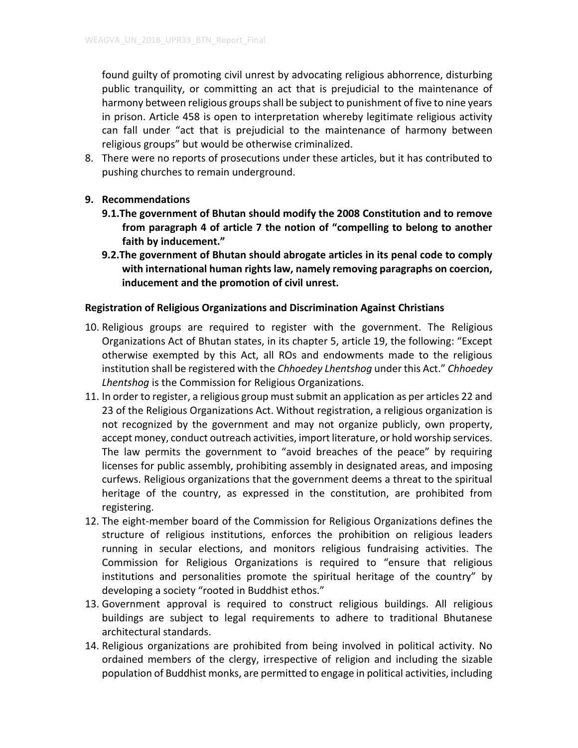found guilty of promoting civil unrest by advocating religious abhorrence, disturbing public tranquility, or committing an act that is prejudicial to the maintenance of harmony between religious groups shall be subject to punishment of five to nine years in prison. Article 458 is open to interpretation whereby legitimate religious activity can fall under "act that is prejudicial to the maintenance of harmony between religious groups" but would be otherwise criminalized.

8. There were no reports of prosecutions under these articles, but it has contributed to pushing churches to remain underground.

9. **Recommendations**
   - **9.1. The government of Bhutan should modify the 2008 Constitution and to remove from paragraph 4 of article 7 the notion of "compelling to belong to another faith by inducement."**
   - **9.2. The government of Bhutan should abrogate articles in its penal code to comply with international human rights law, namely removing paragraphs on coercion, inducement and the promotion of civil unrest.**

**Registration of Religious Organizations and Discrimination Against Christians**

10. Religious groups are required to register with the government. The Religious Organizations Act of Bhutan states, in its chapter 5, article 19, the following: "Except otherwise exempted by this Act, all ROs and endowments made to the religious institution shall be registered with the *Chhoedey Lhentshog* under this Act." *Chhoedey Lhentshog* is the Commission for Religious Organizations.

11. In order to register, a religious group must submit an application as per articles 22 and 23 of the Religious Organizations Act. Without registration, a religious organization is not recognized by the government and may not organize publicly, own property, accept money, conduct outreach activities, import literature, or hold worship services. The law permits the government to "avoid breaches of the peace" by requiring licenses for public assembly, prohibiting assembly in designated areas, and imposing curfews. Religious organizations that the government deems a threat to the spiritual heritage of the country, as expressed in the constitution, are prohibited from registering.

12. The eight-member board of the Commission for Religious Organizations defines the structure of religious institutions, enforces the prohibition on religious leaders running in secular elections, and monitors religious fundraising activities. The Commission for Religious Organizations is required to "ensure that religious institutions and personalities promote the spiritual heritage of the country" by developing a society "rooted in Buddhist ethos."

13. Government approval is required to construct religious buildings. All religious buildings are subject to legal requirements to adhere to traditional Bhutanese architectural standards.

14. Religious organizations are prohibited from being involved in political activity. No ordained members of the clergy, irrespective of religion and including the sizable population of Buddhist monks, are permitted to engage in political activities, including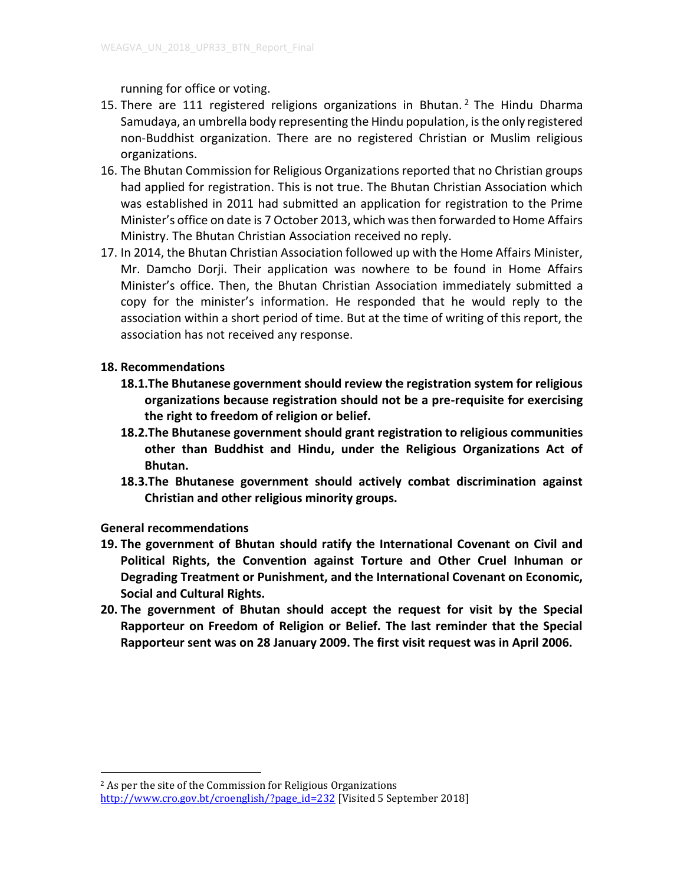running for office or voting.

15. There are 111 registered religions organizations in Bhutan.[2] The Hindu Dharma Samudaya, an umbrella body representing the Hindu population, is the only registered non-Buddhist organization. There are no registered Christian or Muslim religious organizations.
16. The Bhutan Commission for Religious Organizations reported that no Christian groups had applied for registration. This is not true. The Bhutan Christian Association which was established in 2011 had submitted an application for registration to the Prime Minister's office on date is 7 October 2013, which was then forwarded to Home Affairs Ministry. The Bhutan Christian Association received no reply.
17. In 2014, the Bhutan Christian Association followed up with the Home Affairs Minister, Mr. Damcho Dorji. Their application was nowhere to be found in Home Affairs Minister's office. Then, the Bhutan Christian Association immediately submitted a copy for the minister's information. He responded that he would reply to the association within a short period of time. But at the time of writing of this report, the association has not received any response.

**18. Recommendations**

- **18.1. The Bhutanese government should review the registration system for religious organizations because registration should not be a pre-requisite for exercising the right to freedom of religion or belief.**
- **18.2. The Bhutanese government should grant registration to religious communities other than Buddhist and Hindu, under the Religious Organizations Act of Bhutan.**
- **18.3. The Bhutanese government should actively combat discrimination against Christian and other religious minority groups.**

**General recommendations**

19. **The government of Bhutan should ratify the International Covenant on Civil and Political Rights, the Convention against Torture and Other Cruel Inhuman or Degrading Treatment or Punishment, and the International Covenant on Economic, Social and Cultural Rights.**
20. **The government of Bhutan should accept the request for visit by the Special Rapporteur on Freedom of Religion or Belief. The last reminder that the Special Rapporteur sent was on 28 January 2009. The first visit request was in April 2006.**

---

[2] As per the site of the Commission for Religious Organizations http://www.cro.gov.bt/croenglish/?page_id=232 [Visited 5 September 2018]